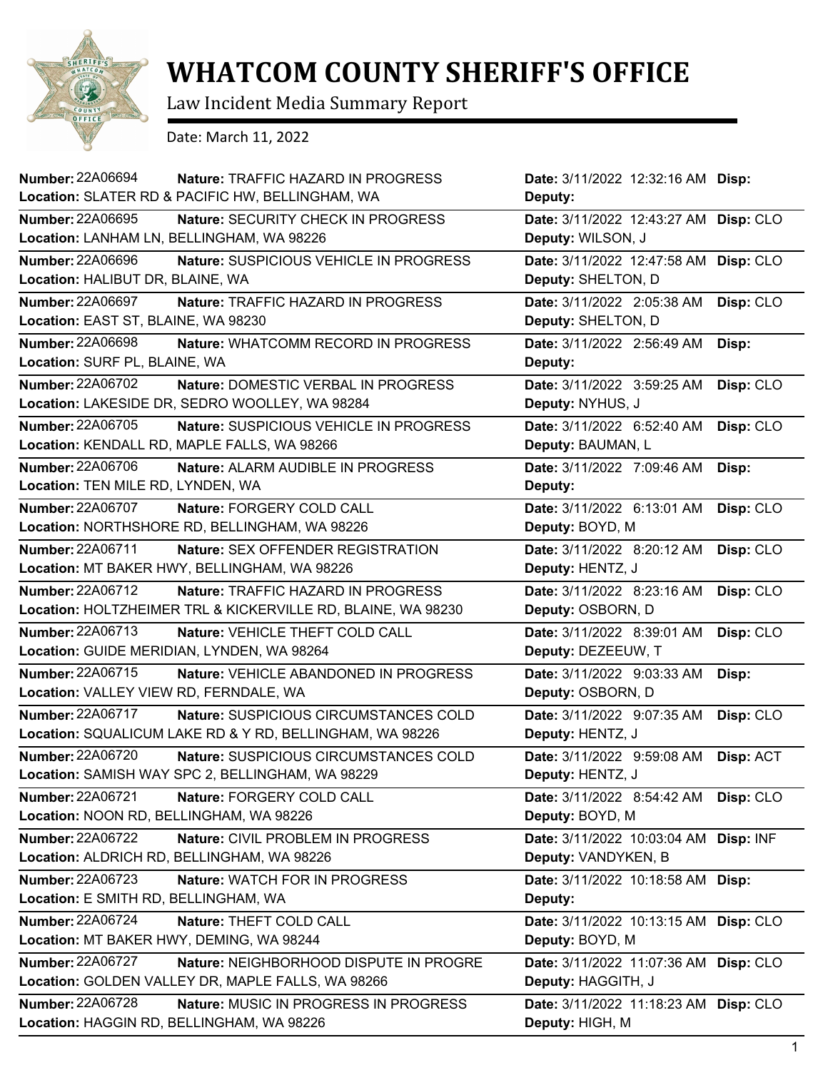# WHATCOM COUNTY SHERIFF'S OFFICE

Law Incident Media Summary Report

Date: March 11, 2022

| Number | Nature | Location | Date | Disp | Deputy |
|---|---|---|---|---|---|
| 22A06694 | TRAFFIC HAZARD IN PROGRESS | SLATER RD & PACIFIC HW, BELLINGHAM, WA | 3/11/2022 12:32:16 AM | | |
| 22A06695 | SECURITY CHECK IN PROGRESS | LANHAM LN, BELLINGHAM, WA 98226 | 3/11/2022 12:43:27 AM | CLO | WILSON, J |
| 22A06696 | SUSPICIOUS VEHICLE IN PROGRESS | HALIBUT DR, BLAINE, WA | 3/11/2022 12:47:58 AM | CLO | SHELTON, D |
| 22A06697 | TRAFFIC HAZARD IN PROGRESS | EAST ST, BLAINE, WA 98230 | 3/11/2022 2:05:38 AM | CLO | SHELTON, D |
| 22A06698 | WHATCOMM RECORD IN PROGRESS | SURF PL, BLAINE, WA | 3/11/2022 2:56:49 AM | | |
| 22A06702 | DOMESTIC VERBAL IN PROGRESS | LAKESIDE DR, SEDRO WOOLLEY, WA 98284 | 3/11/2022 3:59:25 AM | CLO | NYHUS, J |
| 22A06705 | SUSPICIOUS VEHICLE IN PROGRESS | KENDALL RD, MAPLE FALLS, WA 98266 | 3/11/2022 6:52:40 AM | CLO | BAUMAN, L |
| 22A06706 | ALARM AUDIBLE IN PROGRESS | TEN MILE RD, LYNDEN, WA | 3/11/2022 7:09:46 AM | | |
| 22A06707 | FORGERY COLD CALL | NORTHSHORE RD, BELLINGHAM, WA 98226 | 3/11/2022 6:13:01 AM | CLO | BOYD, M |
| 22A06711 | SEX OFFENDER REGISTRATION | MT BAKER HWY, BELLINGHAM, WA 98226 | 3/11/2022 8:20:12 AM | CLO | HENTZ, J |
| 22A06712 | TRAFFIC HAZARD IN PROGRESS | HOLTZHEIMER TRL & KICKERVILLE RD, BLAINE, WA 98230 | 3/11/2022 8:23:16 AM | CLO | OSBORN, D |
| 22A06713 | VEHICLE THEFT COLD CALL | GUIDE MERIDIAN, LYNDEN, WA 98264 | 3/11/2022 8:39:01 AM | CLO | DEZEEUW, T |
| 22A06715 | VEHICLE ABANDONED IN PROGRESS | VALLEY VIEW RD, FERNDALE, WA | 3/11/2022 9:03:33 AM | | OSBORN, D |
| 22A06717 | SUSPICIOUS CIRCUMSTANCES COLD | SQUALICUM LAKE RD & Y RD, BELLINGHAM, WA 98226 | 3/11/2022 9:07:35 AM | CLO | HENTZ, J |
| 22A06720 | SUSPICIOUS CIRCUMSTANCES COLD | SAMISH WAY SPC 2, BELLINGHAM, WA 98229 | 3/11/2022 9:59:08 AM | ACT | HENTZ, J |
| 22A06721 | FORGERY COLD CALL | NOON RD, BELLINGHAM, WA 98226 | 3/11/2022 8:54:42 AM | CLO | BOYD, M |
| 22A06722 | CIVIL PROBLEM IN PROGRESS | ALDRICH RD, BELLINGHAM, WA 98226 | 3/11/2022 10:03:04 AM | INF | VANDYKEN, B |
| 22A06723 | WATCH FOR IN PROGRESS | E SMITH RD, BELLINGHAM, WA | 3/11/2022 10:18:58 AM | | |
| 22A06724 | THEFT COLD CALL | MT BAKER HWY, DEMING, WA 98244 | 3/11/2022 10:13:15 AM | CLO | BOYD, M |
| 22A06727 | NEIGHBORHOOD DISPUTE IN PROGRE | GOLDEN VALLEY DR, MAPLE FALLS, WA 98266 | 3/11/2022 11:07:36 AM | CLO | HAGGITH, J |
| 22A06728 | MUSIC IN PROGRESS IN PROGRESS | HAGGIN RD, BELLINGHAM, WA 98226 | 3/11/2022 11:18:23 AM | CLO | HIGH, M |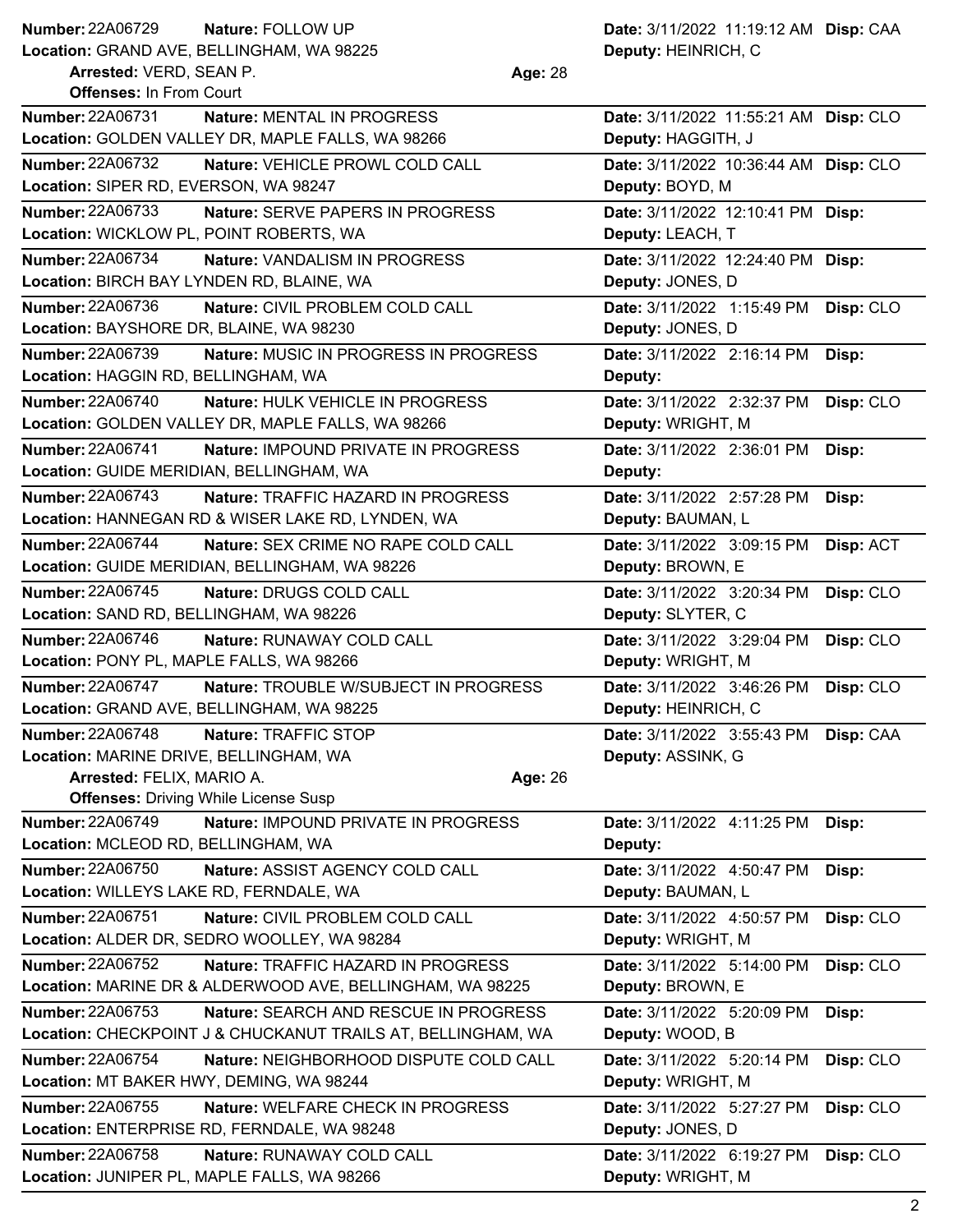**Number:** 22A06729 **Nature:** FOLLOW UP **Date:** 3/11/2022 11:19:12 AM **Disp:** CAA
**Location:** GRAND AVE, BELLINGHAM, WA 98225 **Deputy:** HEINRICH, C
**Arrested:** VERD, SEAN P. **Age:** 28
**Offenses:** In From Court

---

**Number:** 22A06731 **Nature:** MENTAL IN PROGRESS **Date:** 3/11/2022 11:55:21 AM **Disp:** CLO
**Location:** GOLDEN VALLEY DR, MAPLE FALLS, WA 98266 **Deputy:** HAGGITH, J

---

**Number:** 22A06732 **Nature:** VEHICLE PROWL COLD CALL **Date:** 3/11/2022 10:36:44 AM **Disp:** CLO
**Location:** SIPER RD, EVERSON, WA 98247 **Deputy:** BOYD, M

---

**Number:** 22A06733 **Nature:** SERVE PAPERS IN PROGRESS **Date:** 3/11/2022 12:10:41 PM **Disp:**
**Location:** WICKLOW PL, POINT ROBERTS, WA **Deputy:** LEACH, T

---

**Number:** 22A06734 **Nature:** VANDALISM IN PROGRESS **Date:** 3/11/2022 12:24:40 PM **Disp:**
**Location:** BIRCH BAY LYNDEN RD, BLAINE, WA **Deputy:** JONES, D

---

**Number:** 22A06736 **Nature:** CIVIL PROBLEM COLD CALL **Date:** 3/11/2022 1:15:49 PM **Disp:** CLO
**Location:** BAYSHORE DR, BLAINE, WA 98230 **Deputy:** JONES, D

---

**Number:** 22A06739 **Nature:** MUSIC IN PROGRESS IN PROGRESS **Date:** 3/11/2022 2:16:14 PM **Disp:**
**Location:** HAGGIN RD, BELLINGHAM, WA **Deputy:**

---

**Number:** 22A06740 **Nature:** HULK VEHICLE IN PROGRESS **Date:** 3/11/2022 2:32:37 PM **Disp:** CLO
**Location:** GOLDEN VALLEY DR, MAPLE FALLS, WA 98266 **Deputy:** WRIGHT, M

---

**Number:** 22A06741 **Nature:** IMPOUND PRIVATE IN PROGRESS **Date:** 3/11/2022 2:36:01 PM **Disp:**
**Location:** GUIDE MERIDIAN, BELLINGHAM, WA **Deputy:**

---

**Number:** 22A06743 **Nature:** TRAFFIC HAZARD IN PROGRESS **Date:** 3/11/2022 2:57:28 PM **Disp:**
**Location:** HANNEGAN RD & WISER LAKE RD, LYNDEN, WA **Deputy:** BAUMAN, L

---

**Number:** 22A06744 **Nature:** SEX CRIME NO RAPE COLD CALL **Date:** 3/11/2022 3:09:15 PM **Disp:** ACT
**Location:** GUIDE MERIDIAN, BELLINGHAM, WA 98226 **Deputy:** BROWN, E

---

**Number:** 22A06745 **Nature:** DRUGS COLD CALL **Date:** 3/11/2022 3:20:34 PM **Disp:** CLO
**Location:** SAND RD, BELLINGHAM, WA 98226 **Deputy:** SLYTER, C

---

**Number:** 22A06746 **Nature:** RUNAWAY COLD CALL **Date:** 3/11/2022 3:29:04 PM **Disp:** CLO
**Location:** PONY PL, MAPLE FALLS, WA 98266 **Deputy:** WRIGHT, M

---

**Number:** 22A06747 **Nature:** TROUBLE W/SUBJECT IN PROGRESS **Date:** 3/11/2022 3:46:26 PM **Disp:** CLO
**Location:** GRAND AVE, BELLINGHAM, WA 98225 **Deputy:** HEINRICH, C

---

**Number:** 22A06748 **Nature:** TRAFFIC STOP **Date:** 3/11/2022 3:55:43 PM **Disp:** CAA
**Location:** MARINE DRIVE, BELLINGHAM, WA **Deputy:** ASSINK, G
**Arrested:** FELIX, MARIO A. **Age:** 26
**Offenses:** Driving While License Susp

---

**Number:** 22A06749 **Nature:** IMPOUND PRIVATE IN PROGRESS **Date:** 3/11/2022 4:11:25 PM **Disp:**
**Location:** MCLEOD RD, BELLINGHAM, WA **Deputy:**

---

**Number:** 22A06750 **Nature:** ASSIST AGENCY COLD CALL **Date:** 3/11/2022 4:50:47 PM **Disp:**
**Location:** WILLEYS LAKE RD, FERNDALE, WA **Deputy:** BAUMAN, L

---

**Number:** 22A06751 **Nature:** CIVIL PROBLEM COLD CALL **Date:** 3/11/2022 4:50:57 PM **Disp:** CLO
**Location:** ALDER DR, SEDRO WOOLLEY, WA 98284 **Deputy:** WRIGHT, M

---

**Number:** 22A06752 **Nature:** TRAFFIC HAZARD IN PROGRESS **Date:** 3/11/2022 5:14:00 PM **Disp:** CLO
**Location:** MARINE DR & ALDERWOOD AVE, BELLINGHAM, WA 98225 **Deputy:** BROWN, E

---

**Number:** 22A06753 **Nature:** SEARCH AND RESCUE IN PROGRESS **Date:** 3/11/2022 5:20:09 PM **Disp:**
**Location:** CHECKPOINT J & CHUCKANUT TRAILS AT, BELLINGHAM, WA **Deputy:** WOOD, B

---

**Number:** 22A06754 **Nature:** NEIGHBORHOOD DISPUTE COLD CALL **Date:** 3/11/2022 5:20:14 PM **Disp:** CLO
**Location:** MT BAKER HWY, DEMING, WA 98244 **Deputy:** WRIGHT, M

---

**Number:** 22A06755 **Nature:** WELFARE CHECK IN PROGRESS **Date:** 3/11/2022 5:27:27 PM **Disp:** CLO
**Location:** ENTERPRISE RD, FERNDALE, WA 98248 **Deputy:** JONES, D

---

**Number:** 22A06758 **Nature:** RUNAWAY COLD CALL **Date:** 3/11/2022 6:19:27 PM **Disp:** CLO
**Location:** JUNIPER PL, MAPLE FALLS, WA 98266 **Deputy:** WRIGHT, M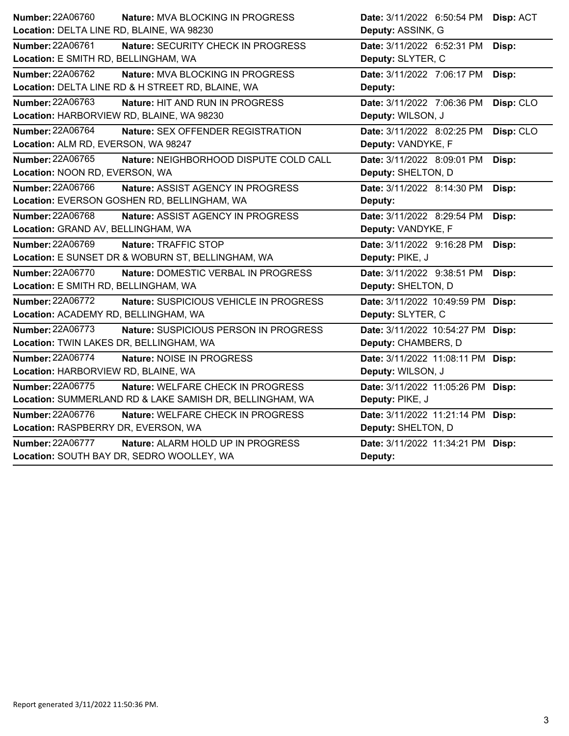| Number | Nature | Location | Date | Deputy | Disp |
|---|---|---|---|---|---|
| 22A06760 | MVA BLOCKING IN PROGRESS | DELTA LINE RD, BLAINE, WA 98230 | 3/11/2022 6:50:54 PM | ASSINK, G | ACT |
| 22A06761 | SECURITY CHECK IN PROGRESS | E SMITH RD, BELLINGHAM, WA | 3/11/2022 6:52:31 PM | SLYTER, C | |
| 22A06762 | MVA BLOCKING IN PROGRESS | DELTA LINE RD & H STREET RD, BLAINE, WA | 3/11/2022 7:06:17 PM | | |
| 22A06763 | HIT AND RUN IN PROGRESS | HARBORVIEW RD, BLAINE, WA 98230 | 3/11/2022 7:06:36 PM | WILSON, J | CLO |
| 22A06764 | SEX OFFENDER REGISTRATION | ALM RD, EVERSON, WA 98247 | 3/11/2022 8:02:25 PM | VANDYKE, F | CLO |
| 22A06765 | NEIGHBORHOOD DISPUTE COLD CALL | NOON RD, EVERSON, WA | 3/11/2022 8:09:01 PM | SHELTON, D | |
| 22A06766 | ASSIST AGENCY IN PROGRESS | EVERSON GOSHEN RD, BELLINGHAM, WA | 3/11/2022 8:14:30 PM | | |
| 22A06768 | ASSIST AGENCY IN PROGRESS | GRAND AV, BELLINGHAM, WA | 3/11/2022 8:29:54 PM | VANDYKE, F | |
| 22A06769 | TRAFFIC STOP | E SUNSET DR & WOBURN ST, BELLINGHAM, WA | 3/11/2022 9:16:28 PM | PIKE, J | |
| 22A06770 | DOMESTIC VERBAL IN PROGRESS | E SMITH RD, BELLINGHAM, WA | 3/11/2022 9:38:51 PM | SHELTON, D | |
| 22A06772 | SUSPICIOUS VEHICLE IN PROGRESS | ACADEMY RD, BELLINGHAM, WA | 3/11/2022 10:49:59 PM | SLYTER, C | |
| 22A06773 | SUSPICIOUS PERSON IN PROGRESS | TWIN LAKES DR, BELLINGHAM, WA | 3/11/2022 10:54:27 PM | CHAMBERS, D | |
| 22A06774 | NOISE IN PROGRESS | HARBORVIEW RD, BLAINE, WA | 3/11/2022 11:08:11 PM | WILSON, J | |
| 22A06775 | WELFARE CHECK IN PROGRESS | SUMMERLAND RD & LAKE SAMISH DR, BELLINGHAM, WA | 3/11/2022 11:05:26 PM | PIKE, J | |
| 22A06776 | WELFARE CHECK IN PROGRESS | RASPBERRY DR, EVERSON, WA | 3/11/2022 11:21:14 PM | SHELTON, D | |
| 22A06777 | ALARM HOLD UP IN PROGRESS | SOUTH BAY DR, SEDRO WOOLLEY, WA | 3/11/2022 11:34:21 PM | | |

Report generated 3/11/2022 11:50:36 PM.